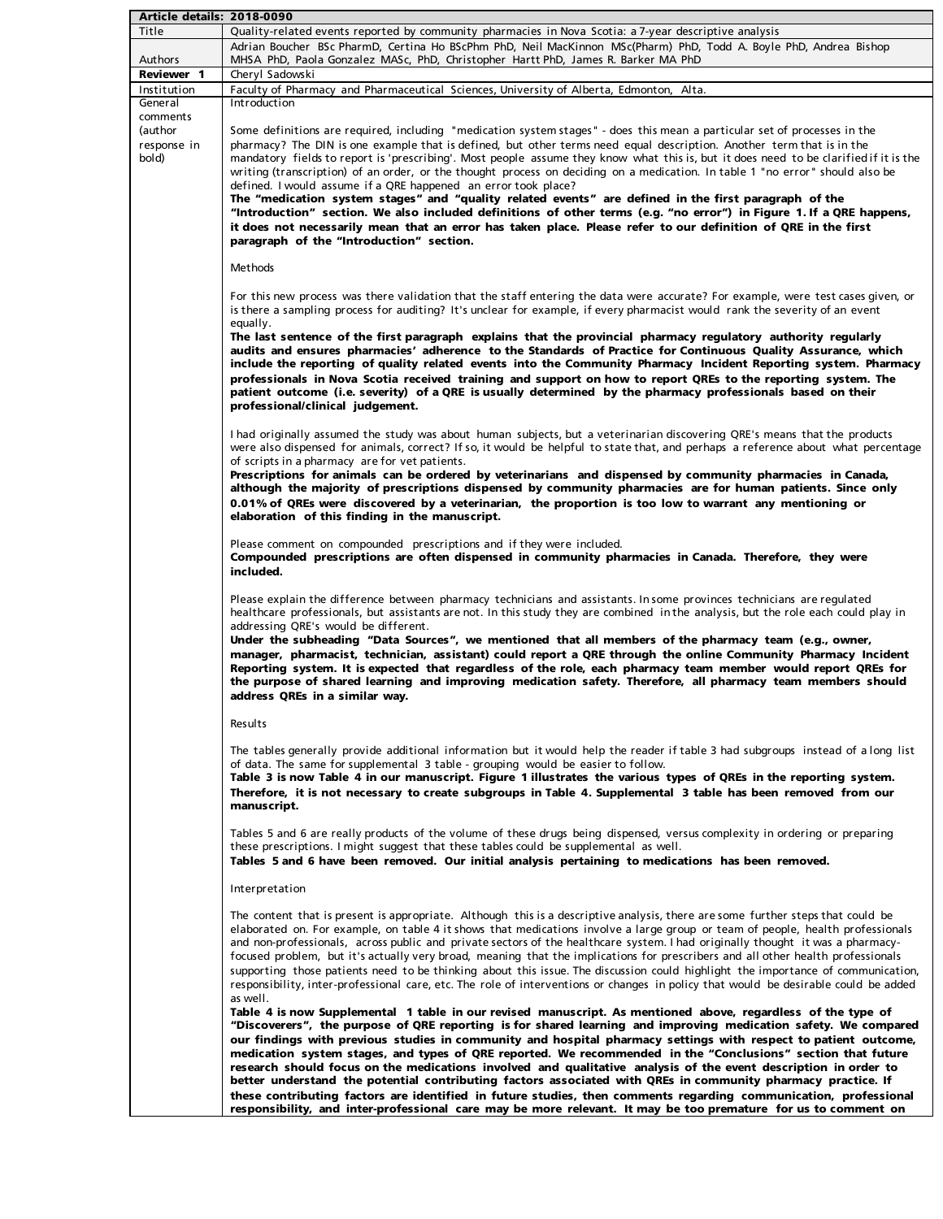| Article details: 2018-0090 | |
|---|---|
| Title | Quality-related events reported by community pharmacies in Nova Scotia: a 7-year descriptive analysis |
| Authors | Adrian Boucher BSc PharmD, Certina Ho BScPhm PhD, Neil MacKinnon MSc(Pharm) PhD, Todd A. Boyle PhD, Andrea Bishop MHSA PhD, Paola Gonzalez MASc, PhD, Christopher Hartt PhD, James R. Barker MA PhD |
| **Reviewer 1** | Cheryl Sadowski |
| Institution | Faculty of Pharmacy and Pharmaceutical Sciences, University of Alberta, Edmonton, Alta. |
| General comments (author response in bold) | Introduction<br><br>Some definitions are required, including "medication system stages" - does this mean a particular set of processes in the pharmacy? The DIN is one example that is defined, but other terms need equal description. Another term that is in the mandatory fields to report is 'prescribing'. Most people assume they know what this is, but it does need to be clarified if it is the writing (transcription) of an order, or the thought process on deciding on a medication. In table 1 "no error" should also be defined. I would assume if a QRE happened an error took place?<br>**The "medication system stages" and "quality related events" are defined in the first paragraph of the "Introduction" section. We also included definitions of other terms (e.g. "no error") in Figure 1. If a QRE happens, it does not necessarily mean that an error has taken place. Please refer to our definition of QRE in the first paragraph of the "Introduction" section.**<br><br>Methods<br><br>For this new process was there validation that the staff entering the data were accurate? For example, were test cases given, or is there a sampling process for auditing? It's unclear for example, if every pharmacist would rank the severity of an event equally.<br>**The last sentence of the first paragraph explains that the provincial pharmacy regulatory authority regularly audits and ensures pharmacies' adherence to the Standards of Practice for Continuous Quality Assurance, which include the reporting of quality related events into the Community Pharmacy Incident Reporting system. Pharmacy professionals in Nova Scotia received training and support on how to report QREs to the reporting system. The patient outcome (i.e. severity) of a QRE is usually determined by the pharmacy professionals based on their professional/clinical judgement.**<br><br>I had originally assumed the study was about human subjects, but a veterinarian discovering QRE's means that the products were also dispensed for animals, correct? If so, it would be helpful to state that, and perhaps a reference about what percentage of scripts in a pharmacy are for vet patients.<br>**Prescriptions for animals can be ordered by veterinarians and dispensed by community pharmacies in Canada, although the majority of prescriptions dispensed by community pharmacies are for human patients. Since only 0.01% of QREs were discovered by a veterinarian, the proportion is too low to warrant any mentioning or elaboration of this finding in the manuscript.**<br><br>Please comment on compounded prescriptions and if they were included.<br>**Compounded prescriptions are often dispensed in community pharmacies in Canada. Therefore, they were included.**<br><br>Please explain the difference between pharmacy technicians and assistants. In some provinces technicians are regulated healthcare professionals, but assistants are not. In this study they are combined in the analysis, but the role each could play in addressing QRE's would be different.<br>**Under the subheading "Data Sources", we mentioned that all members of the pharmacy team (e.g., owner, manager, pharmacist, technician, assistant) could report a QRE through the online Community Pharmacy Incident Reporting system. It is expected that regardless of the role, each pharmacy team member would report QREs for the purpose of shared learning and improving medication safety. Therefore, all pharmacy team members should address QREs in a similar way.**<br><br>Results<br><br>The tables generally provide additional information but it would help the reader if table 3 had subgroups instead of a long list of data. The same for supplemental 3 table - grouping would be easier to follow.<br>**Table 3 is now Table 4 in our manuscript. Figure 1 illustrates the various types of QREs in the reporting system. Therefore, it is not necessary to create subgroups in Table 4. Supplemental 3 table has been removed from our manuscript.**<br><br>Tables 5 and 6 are really products of the volume of these drugs being dispensed, versus complexity in ordering or preparing these prescriptions. I might suggest that these tables could be supplemental as well.<br>**Tables 5 and 6 have been removed. Our initial analysis pertaining to medications has been removed.**<br><br>Interpretation<br><br>The content that is present is appropriate. Although this is a descriptive analysis, there are some further steps that could be elaborated on. For example, on table 4 it shows that medications involve a large group or team of people, health professionals and non-professionals, across public and private sectors of the healthcare system. I had originally thought it was a pharmacy-focused problem, but it's actually very broad, meaning that the implications for prescribers and all other health professionals supporting those patients need to be thinking about this issue. The discussion could highlight the importance of communication, responsibility, inter-professional care, etc. The role of interventions or changes in policy that would be desirable could be added as well.<br>**Table 4 is now Supplemental 1 table in our revised manuscript. As mentioned above, regardless of the type of "Discoverers", the purpose of QRE reporting is for shared learning and improving medication safety. We compared our findings with previous studies in community and hospital pharmacy settings with respect to patient outcome, medication system stages, and types of QRE reported. We recommended in the "Conclusions" section that future research should focus on the medications involved and qualitative analysis of the event description in order to better understand the potential contributing factors associated with QREs in community pharmacy practice. If these contributing factors are identified in future studies, then comments regarding communication, professional responsibility, and inter-professional care may be more relevant. It may be too premature for us to comment on** |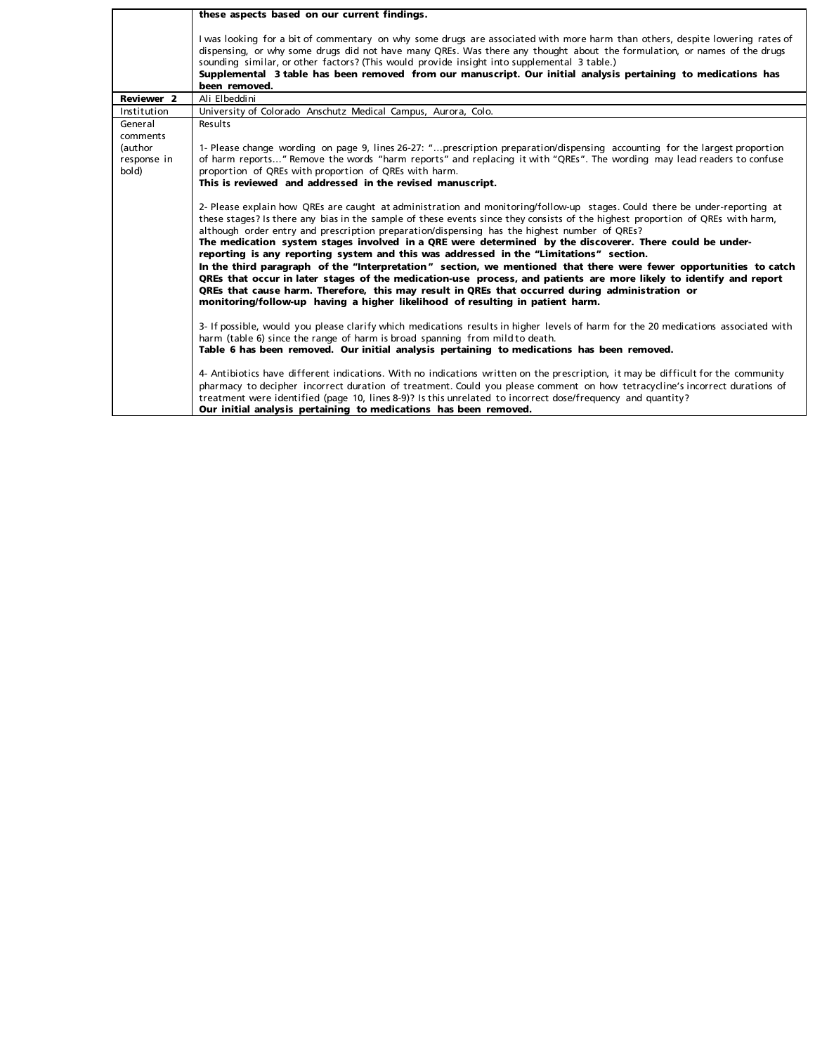| | |
|---|---|
| | **these aspects based on our current findings.**<br><br>I was looking for a bit of commentary on why some drugs are associated with more harm than others, despite lowering rates of dispensing, or why some drugs did not have many QREs. Was there any thought about the formulation, or names of the drugs sounding similar, or other factors? (This would provide insight into supplemental 3 table.)<br>**Supplemental 3 table has been removed from our manuscript. Our initial analysis pertaining to medications has been removed.** |
| **Reviewer 2** | Ali Elbeddini |
| Institution | University of Colorado Anschutz Medical Campus, Aurora, Colo. |
| General comments (author response in bold) | Results<br><br>1- Please change wording on page 9, lines 26-27: "…prescription preparation/dispensing accounting for the largest proportion of harm reports…" Remove the words "harm reports" and replacing it with "QREs". The wording may lead readers to confuse proportion of QREs with proportion of QREs with harm.<br>**This is reviewed and addressed in the revised manuscript.**<br><br>2- Please explain how QREs are caught at administration and monitoring/follow-up stages. Could there be under-reporting at these stages? Is there any bias in the sample of these events since they consists of the highest proportion of QREs with harm, although order entry and prescription preparation/dispensing has the highest number of QREs?<br>**The medication system stages involved in a QRE were determined by the discoverer. There could be under-reporting is any reporting system and this was addressed in the "Limitations" section.**<br>**In the third paragraph of the "Interpretation" section, we mentioned that there were fewer opportunities to catch QREs that occur in later stages of the medication-use process, and patients are more likely to identify and report QREs that cause harm. Therefore, this may result in QREs that occurred during administration or monitoring/follow-up having a higher likelihood of resulting in patient harm.**<br><br>3- If possible, would you please clarify which medications results in higher levels of harm for the 20 medications associated with harm (table 6) since the range of harm is broad spanning from mild to death.<br>**Table 6 has been removed. Our initial analysis pertaining to medications has been removed.**<br><br>4- Antibiotics have different indications. With no indications written on the prescription, it may be difficult for the community pharmacy to decipher incorrect duration of treatment. Could you please comment on how tetracycline's incorrect durations of treatment were identified (page 10, lines 8-9)? Is this unrelated to incorrect dose/frequency and quantity?<br>**Our initial analysis pertaining to medications has been removed.** |